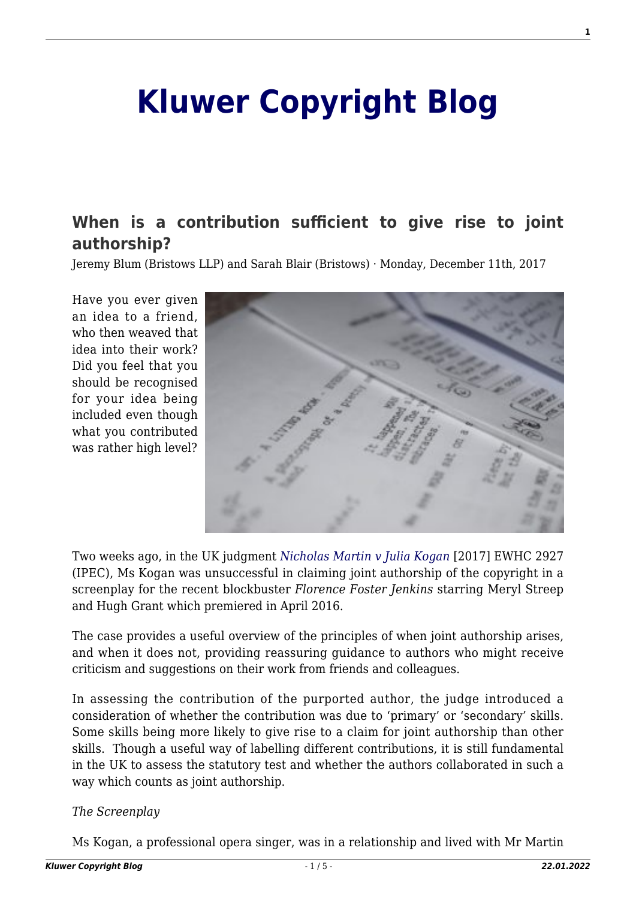# Kluwer Copyright Blog

## When is a contribution sufficient to give rise to joint authorship?

Jeremy Blum (Bristows LLP) and Sarah Blair (Bristows) · Monday, December 11th, 2017

Have you ever given an idea to a friend, who then weaved that idea into their work? Did you feel that you should be recognised for your idea being included even though what you contributed was rather high level?

Two weeks ago, in the UK judgment *Nicholas Martin v Julia Kogan* [2017] EWHC 2927 (IPEC), Ms Kogan was unsuccessful in claiming joint authorship of the copyright in a screenplay for the recent blockbuster *Florence Foster Jenkins* starring Meryl Streep and Hugh Grant which premiered in April 2016.

The case provides a useful overview of the principles of when joint authorship arises, and when it does not, providing reassuring guidance to authors who might receive criticism and suggestions on their work from friends and colleagues.

In assessing the contribution of the purported author, the judge introduced a consideration of whether the contribution was due to 'primary' or 'secondary' skills. Some skills being more likely to give rise to a claim for joint authorship than other skills. Though a useful way of labelling different contributions, it is still fundamental in the UK to assess the statutory test and whether the authors collaborated in such a way which counts as joint authorship.

*The Screenplay*

Ms Kogan, a professional opera singer, was in a relationship and lived with Mr Martin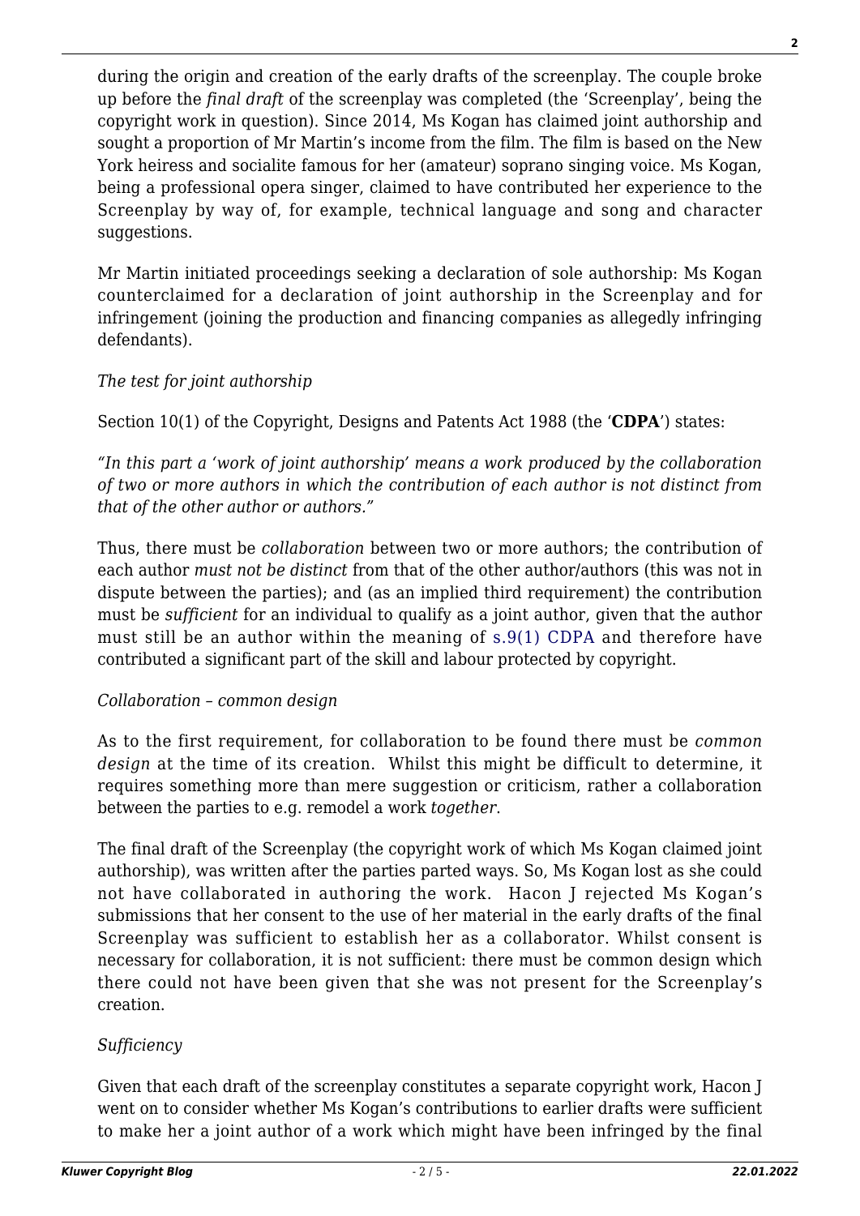during the origin and creation of the early drafts of the screenplay. The couple broke up before the *final draft* of the screenplay was completed (the 'Screenplay', being the copyright work in question). Since 2014, Ms Kogan has claimed joint authorship and sought a proportion of Mr Martin's income from the film. The film is based on the New York heiress and socialite famous for her (amateur) soprano singing voice. Ms Kogan, being a professional opera singer, claimed to have contributed her experience to the Screenplay by way of, for example, technical language and song and character suggestions.

Mr Martin initiated proceedings seeking a declaration of sole authorship: Ms Kogan counterclaimed for a declaration of joint authorship in the Screenplay and for infringement (joining the production and financing companies as allegedly infringing defendants).

*The test for joint authorship*

Section 10(1) of the Copyright, Designs and Patents Act 1988 (the '**CDPA**') states:

*"In this part a 'work of joint authorship' means a work produced by the collaboration of two or more authors in which the contribution of each author is not distinct from that of the other author or authors."*

Thus, there must be *collaboration* between two or more authors; the contribution of each author *must not be distinct* from that of the other author/authors (this was not in dispute between the parties); and (as an implied third requirement) the contribution must be *sufficient* for an individual to qualify as a joint author, given that the author must still be an author within the meaning of s.9(1) CDPA and therefore have contributed a significant part of the skill and labour protected by copyright.

*Collaboration – common design*

As to the first requirement, for collaboration to be found there must be *common design* at the time of its creation. Whilst this might be difficult to determine, it requires something more than mere suggestion or criticism, rather a collaboration between the parties to e.g. remodel a work *together*.

The final draft of the Screenplay (the copyright work of which Ms Kogan claimed joint authorship), was written after the parties parted ways. So, Ms Kogan lost as she could not have collaborated in authoring the work. Hacon J rejected Ms Kogan's submissions that her consent to the use of her material in the early drafts of the final Screenplay was sufficient to establish her as a collaborator. Whilst consent is necessary for collaboration, it is not sufficient: there must be common design which there could not have been given that she was not present for the Screenplay's creation.

*Sufficiency*

Given that each draft of the screenplay constitutes a separate copyright work, Hacon J went on to consider whether Ms Kogan's contributions to earlier drafts were sufficient to make her a joint author of a work which might have been infringed by the final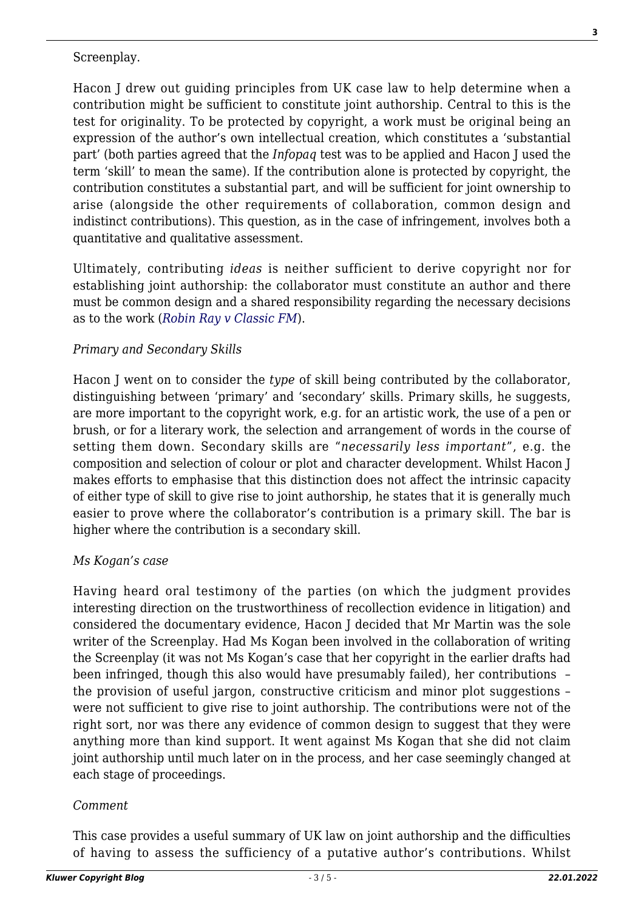Screenplay.

Hacon J drew out guiding principles from UK case law to help determine when a contribution might be sufficient to constitute joint authorship. Central to this is the test for originality. To be protected by copyright, a work must be original being an expression of the author's own intellectual creation, which constitutes a 'substantial part' (both parties agreed that the *Infopaq* test was to be applied and Hacon J used the term 'skill' to mean the same). If the contribution alone is protected by copyright, the contribution constitutes a substantial part, and will be sufficient for joint ownership to arise (alongside the other requirements of collaboration, common design and indistinct contributions). This question, as in the case of infringement, involves both a quantitative and qualitative assessment.

Ultimately, contributing *ideas* is neither sufficient to derive copyright nor for establishing joint authorship: the collaborator must constitute an author and there must be common design and a shared responsibility regarding the necessary decisions as to the work (*Robin Ray v Classic FM*).

*Primary and Secondary Skills*

Hacon J went on to consider the *type* of skill being contributed by the collaborator, distinguishing between 'primary' and 'secondary' skills. Primary skills, he suggests, are more important to the copyright work, e.g. for an artistic work, the use of a pen or brush, or for a literary work, the selection and arrangement of words in the course of setting them down. Secondary skills are "*necessarily less important*", e.g. the composition and selection of colour or plot and character development. Whilst Hacon J makes efforts to emphasise that this distinction does not affect the intrinsic capacity of either type of skill to give rise to joint authorship, he states that it is generally much easier to prove where the collaborator's contribution is a primary skill. The bar is higher where the contribution is a secondary skill.

*Ms Kogan's case*

Having heard oral testimony of the parties (on which the judgment provides interesting direction on the trustworthiness of recollection evidence in litigation) and considered the documentary evidence, Hacon J decided that Mr Martin was the sole writer of the Screenplay. Had Ms Kogan been involved in the collaboration of writing the Screenplay (it was not Ms Kogan's case that her copyright in the earlier drafts had been infringed, though this also would have presumably failed), her contributions – the provision of useful jargon, constructive criticism and minor plot suggestions – were not sufficient to give rise to joint authorship. The contributions were not of the right sort, nor was there any evidence of common design to suggest that they were anything more than kind support. It went against Ms Kogan that she did not claim joint authorship until much later on in the process, and her case seemingly changed at each stage of proceedings.

*Comment*

This case provides a useful summary of UK law on joint authorship and the difficulties of having to assess the sufficiency of a putative author's contributions. Whilst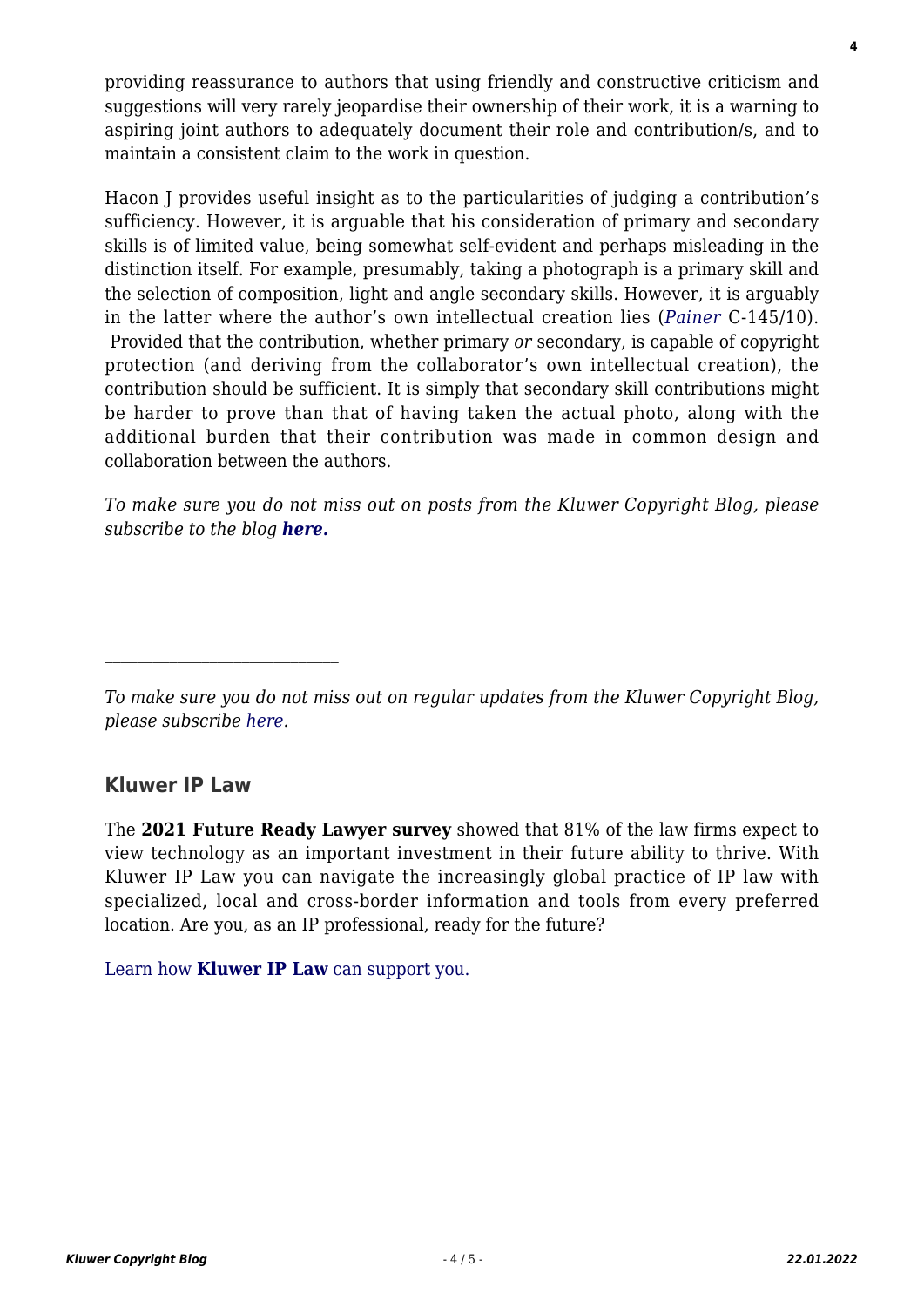providing reassurance to authors that using friendly and constructive criticism and suggestions will very rarely jeopardise their ownership of their work, it is a warning to aspiring joint authors to adequately document their role and contribution/s, and to maintain a consistent claim to the work in question.

Hacon J provides useful insight as to the particularities of judging a contribution's sufficiency. However, it is arguable that his consideration of primary and secondary skills is of limited value, being somewhat self-evident and perhaps misleading in the distinction itself. For example, presumably, taking a photograph is a primary skill and the selection of composition, light and angle secondary skills. However, it is arguably in the latter where the author's own intellectual creation lies (*Painer* C-145/10). Provided that the contribution, whether primary *or* secondary, is capable of copyright protection (and deriving from the collaborator's own intellectual creation), the contribution should be sufficient. It is simply that secondary skill contributions might be harder to prove than that of having taken the actual photo, along with the additional burden that their contribution was made in common design and collaboration between the authors.

*To make sure you do not miss out on posts from the Kluwer Copyright Blog, please subscribe to the blog* ***here.***

---

*To make sure you do not miss out on regular updates from the Kluwer Copyright Blog, please subscribe here.*

### Kluwer IP Law

The **2021 Future Ready Lawyer survey** showed that 81% of the law firms expect to view technology as an important investment in their future ability to thrive. With Kluwer IP Law you can navigate the increasingly global practice of IP law with specialized, local and cross-border information and tools from every preferred location. Are you, as an IP professional, ready for the future?

Learn how **Kluwer IP Law** can support you.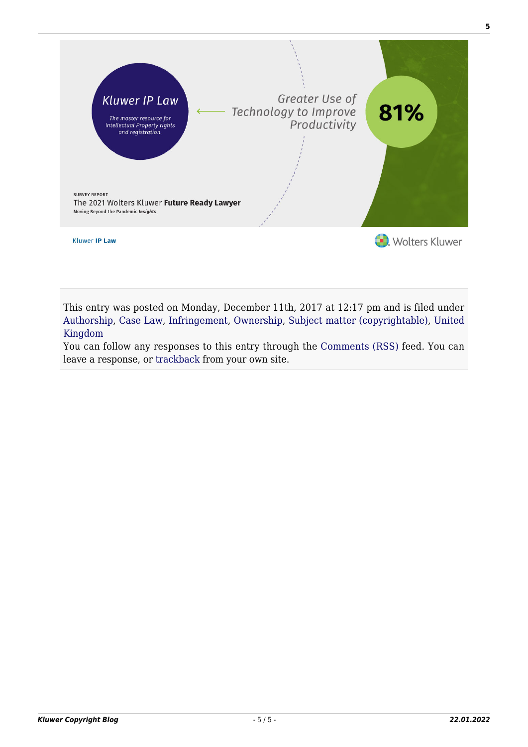Kluwer IP Law

The master resource for Intellectual Property rights and registration.

Greater Use of Technology to Improve Productivity

81%

SURVEY REPORT

The 2021 Wolters Kluwer **Future Ready Lawyer**

Moving Beyond the Pandemic *Insights*

Kluwer **IP Law**

Wolters Kluwer

This entry was posted on Monday, December 11th, 2017 at 12:17 pm and is filed under Authorship, Case Law, Infringement, Ownership, Subject matter (copyrightable), United Kingdom

You can follow any responses to this entry through the Comments (RSS) feed. You can leave a response, or trackback from your own site.